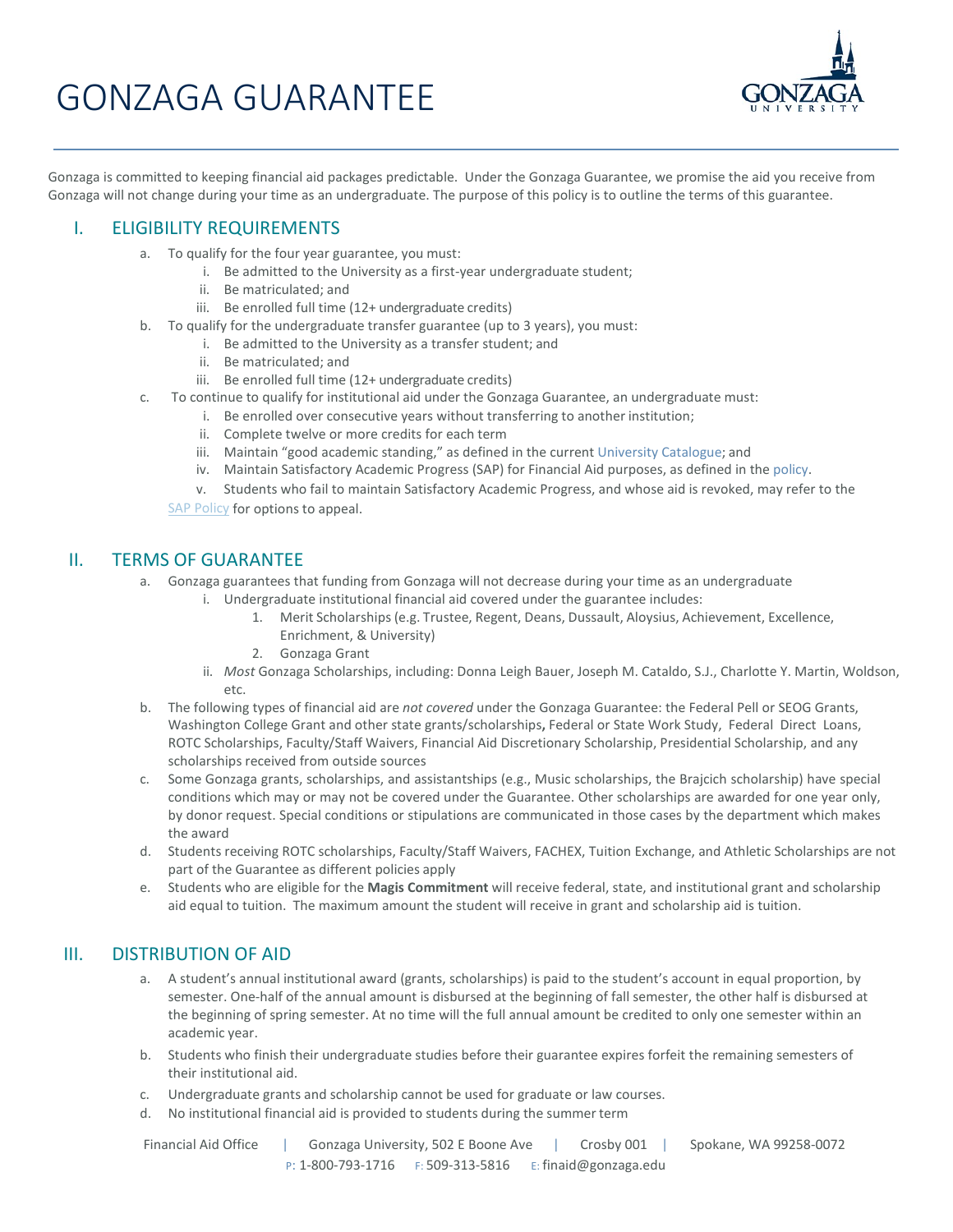# GONZAGA GUARANTEE

Gonzaga is committed to keeping financial aid packages predictable. Under the Gonzaga Guarantee, we promise the aid you receive from Gonzaga will not change during your time as an undergraduate. The purpose of this policy is to outline the terms of this guarantee.

## I. ELIGIBILITY REQUIREMENTS

a. To qualify for the four year guarantee, you must:
   i. Be admitted to the University as a first-year undergraduate student;
   ii. Be matriculated; and
   iii. Be enrolled full time (12+ undergraduate credits)

b. To qualify for the undergraduate transfer guarantee (up to 3 years), you must:
   i. Be admitted to the University as a transfer student; and
   ii. Be matriculated; and
   iii. Be enrolled full time (12+ undergraduate credits)

c. To continue to qualify for institutional aid under the Gonzaga Guarantee, an undergraduate must:
   i. Be enrolled over consecutive years without transferring to another institution;
   ii. Complete twelve or more credits for each term
   iii. Maintain "good academic standing," as defined in the current University Catalogue; and
   iv. Maintain Satisfactory Academic Progress (SAP) for Financial Aid purposes, as defined in the policy.
   v. Students who fail to maintain Satisfactory Academic Progress, and whose aid is revoked, may refer to the SAP Policy for options to appeal.

## II. TERMS OF GUARANTEE

a. Gonzaga guarantees that funding from Gonzaga will not decrease during your time as an undergraduate
   i. Undergraduate institutional financial aid covered under the guarantee includes:
      1. Merit Scholarships (e.g. Trustee, Regent, Deans, Dussault, Aloysius, Achievement, Excellence, Enrichment, & University)
      2. Gonzaga Grant
   ii. *Most* Gonzaga Scholarships, including: Donna Leigh Bauer, Joseph M. Cataldo, S.J., Charlotte Y. Martin, Woldson, etc.

b. The following types of financial aid are *not covered* under the Gonzaga Guarantee: the Federal Pell or SEOG Grants, Washington College Grant and other state grants/scholarships**,** Federal or State Work Study, Federal Direct Loans, ROTC Scholarships, Faculty/Staff Waivers, Financial Aid Discretionary Scholarship, Presidential Scholarship, and any scholarships received from outside sources

c. Some Gonzaga grants, scholarships, and assistantships (e.g., Music scholarships, the Brajcich scholarship) have special conditions which may or may not be covered under the Guarantee. Other scholarships are awarded for one year only, by donor request. Special conditions or stipulations are communicated in those cases by the department which makes the award

d. Students receiving ROTC scholarships, Faculty/Staff Waivers, FACHEX, Tuition Exchange, and Athletic Scholarships are not part of the Guarantee as different policies apply

e. Students who are eligible for the **Magis Commitment** will receive federal, state, and institutional grant and scholarship aid equal to tuition. The maximum amount the student will receive in grant and scholarship aid is tuition.

## III. DISTRIBUTION OF AID

a. A student's annual institutional award (grants, scholarships) is paid to the student's account in equal proportion, by semester. One-half of the annual amount is disbursed at the beginning of fall semester, the other half is disbursed at the beginning of spring semester. At no time will the full annual amount be credited to only one semester within an academic year.

b. Students who finish their undergraduate studies before their guarantee expires forfeit the remaining semesters of their institutional aid.

c. Undergraduate grants and scholarship cannot be used for graduate or law courses.

d. No institutional financial aid is provided to students during the summer term

Financial Aid Office | Gonzaga University, 502 E Boone Ave | Crosby 001 | Spokane, WA 99258-0072
P: 1-800-793-1716 F: 509-313-5816 E: finaid@gonzaga.edu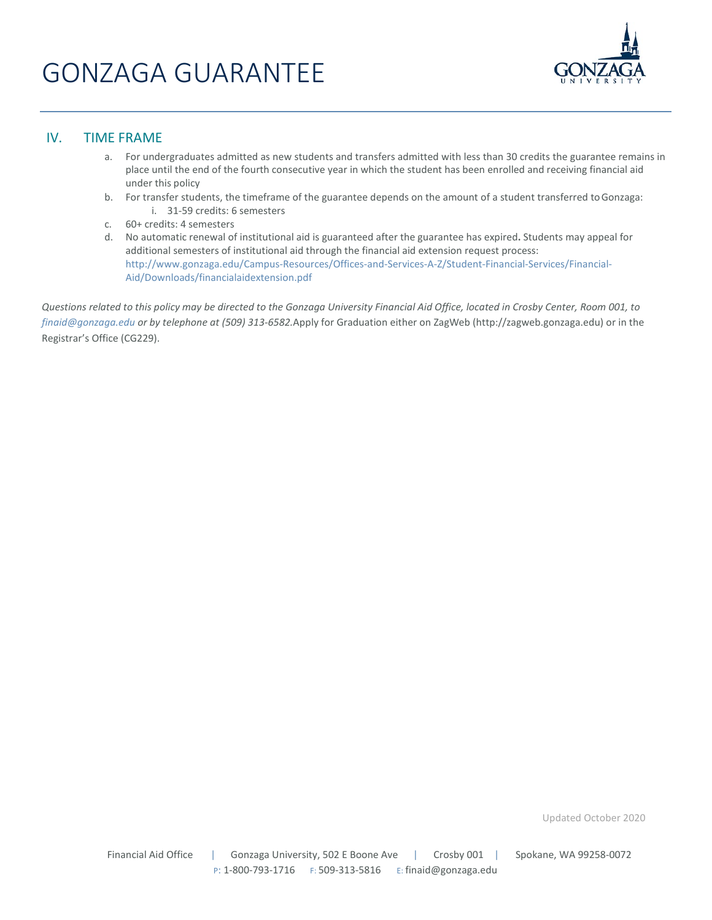## IV. TIME FRAME

a. For undergraduates admitted as new students and transfers admitted with less than 30 credits the guarantee remains in place until the end of the fourth consecutive year in which the student has been enrolled and receiving financial aid under this policy

b. For transfer students, the timeframe of the guarantee depends on the amount of a student transferred to Gonzaga:
   i. 31-59 credits: 6 semesters

c. 60+ credits: 4 semesters

d. No automatic renewal of institutional aid is guaranteed after the guarantee has expired**.** Students may appeal for additional semesters of institutional aid through the financial aid extension request process: http://www.gonzaga.edu/Campus-Resources/Offices-and-Services-A-Z/Student-Financial-Services/Financial-Aid/Downloads/financialaidextension.pdf

*Questions related to this policy may be directed to the Gonzaga University Financial Aid Office, located in Crosby Center, Room 001, to finaid@gonzaga.edu or by telephone at (509) 313-6582.* Apply for Graduation either on ZagWeb (http://zagweb.gonzaga.edu) or in the Registrar's Office (CG229).

Updated October 2020